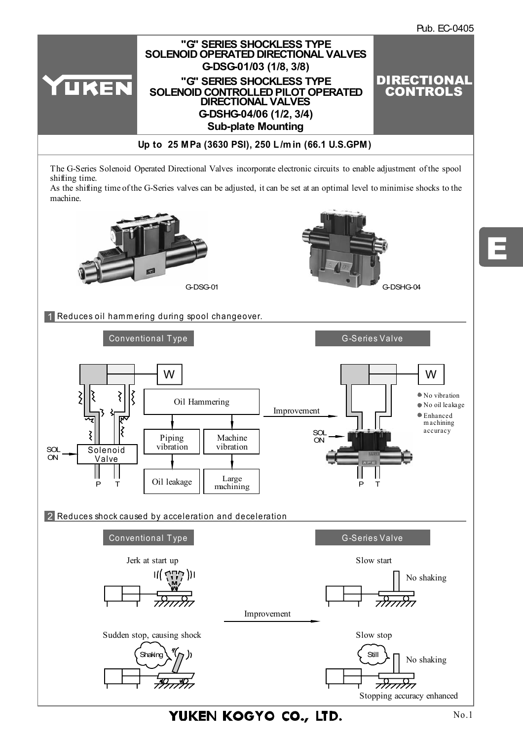Pub. EC-0405

# "G" SERIES SHOCKLESS TYPE SOLENOID OPERATED DIRECTIONAL VALVES G-DSG-01/03 (1/8, 3/8)

# "G" SERIES SHOCKLESS TYPE SOLENOID CONTROLLED PILOT OPERATED DIRECTIONAL VALVES G-DSHG-04/06 (1/2, 3/4)

## Sub-plate Mounting

**DIRECTIONAL CONTROLS**

**Up to 25 MPa (3630 PSI), 250 L/min (66.1 U.S.GPM)**

The G-Series Solenoid Operated Directional Valves incorporate electronic circuits to enable adjustment of the spool shifting time.
As the shifting time of the G-Series valves can be adjusted, it can be set at an optimal level to minimise shocks to the machine.

G-DSG-01

G-DSHG-04

### 1 Reduces oil hammering during spool changeover.

**Conventional Type** → Improvement → **G-Series Valve**

Conventional Type: SOL ON → Solenoid Valve (P, T) → Oil Hammering → Piping vibration → Oil leakage; Machine vibration → Large machining

G-Series Valve:
- No vibration
- No oil leakage
- Enhanced machining accuracy

### 2 Reduces shock caused by acceleration and deceleration

**Conventional Type** → Improvement → **G-Series Valve**

| Conventional Type | G-Series Valve |
|---|---|
| Jerk at start up | Slow start — No shaking |
| Sudden stop, causing shock (Shaking) | Slow stop (Still) — No shaking |

Stopping accuracy enhanced

YUKEN KOGYO CO., LTD.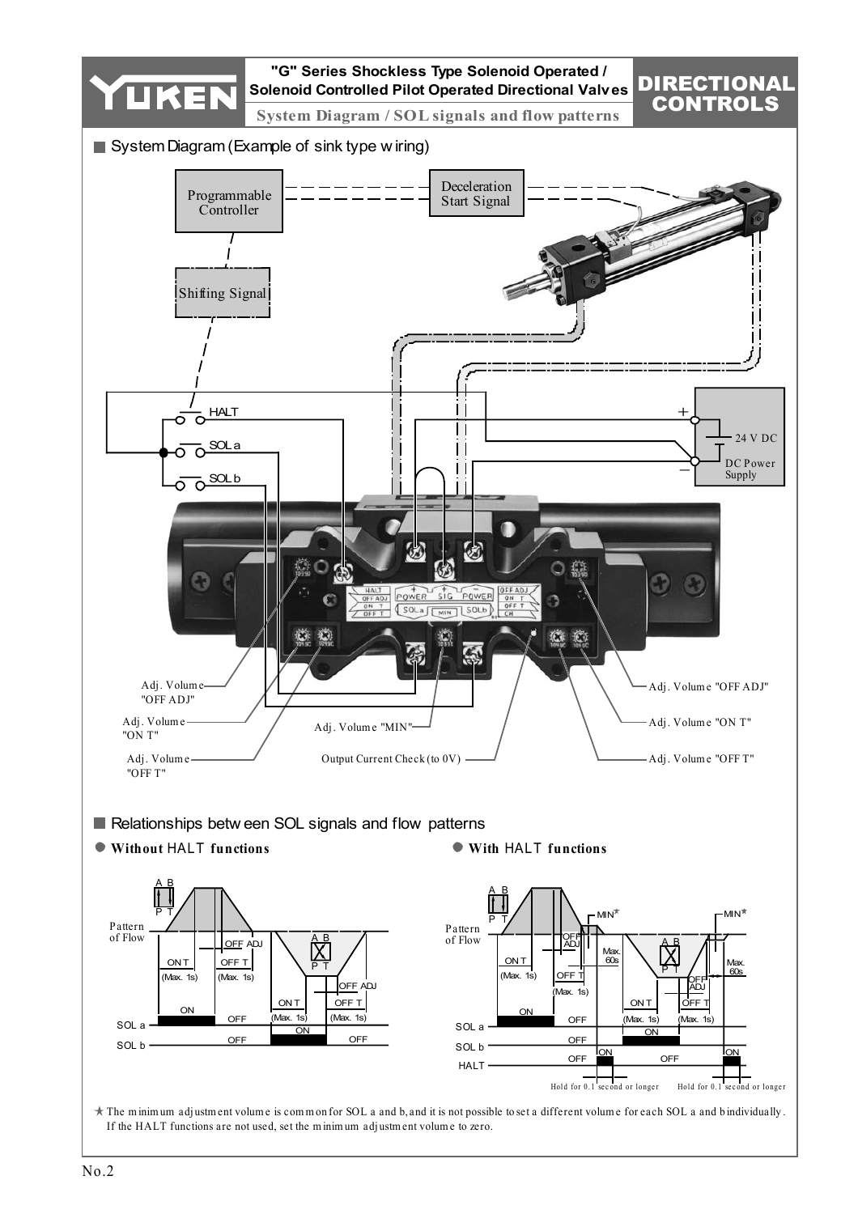## "G" Series Shockless Type Solenoid Operated / Solenoid Controlled Pilot Operated Directional Valves

**System Diagram / SOL signals and flow patterns**

### ■ System Diagram (Example of sink type wiring)

Programmable Controller

Deceleration Start Signal

Shifting Signal

HALT

SOL a

SOL b

24 V DC

DC Power Supply

Adj. Volume "OFF ADJ"

Adj. Volume "ON T"

Adj. Volume "OFF T"

Adj. Volume "MIN"

Output Current Check (to 0V)

Adj. Volume "OFF ADJ"

Adj. Volume "ON T"

Adj. Volume "OFF T"

### ■ Relationships between SOL signals and flow patterns

● **Without HALT functions**

Pattern of Flow

ON T (Max. 1s) — OFF T (Max. 1s) — OFF ADJ

ON T (Max. 1s) — OFF T (Max. 1s) — OFF ADJ

SOL a: ON / OFF

SOL b: OFF / ON / OFF

● **With HALT functions**

Pattern of Flow

MIN★ — OFF ADJ — Max. 60s

ON T (Max. 1s) — OFF T (Max. 1s)

ON T (Max. 1s) — OFF T (Max. 1s) — OFF ADJ — Max. 60s — MIN★

SOL a: ON / OFF

SOL b: OFF / ON

HALT: OFF / ON / OFF / ON

Hold for 0.1 second or longer

Hold for 0.1 second or longer

★ The minimum adjustment volume is common for SOL a and b, and it is not possible to set a different volume for each SOL a and b individually. If the HALT functions are not used, set the minimum adjustment volume to zero.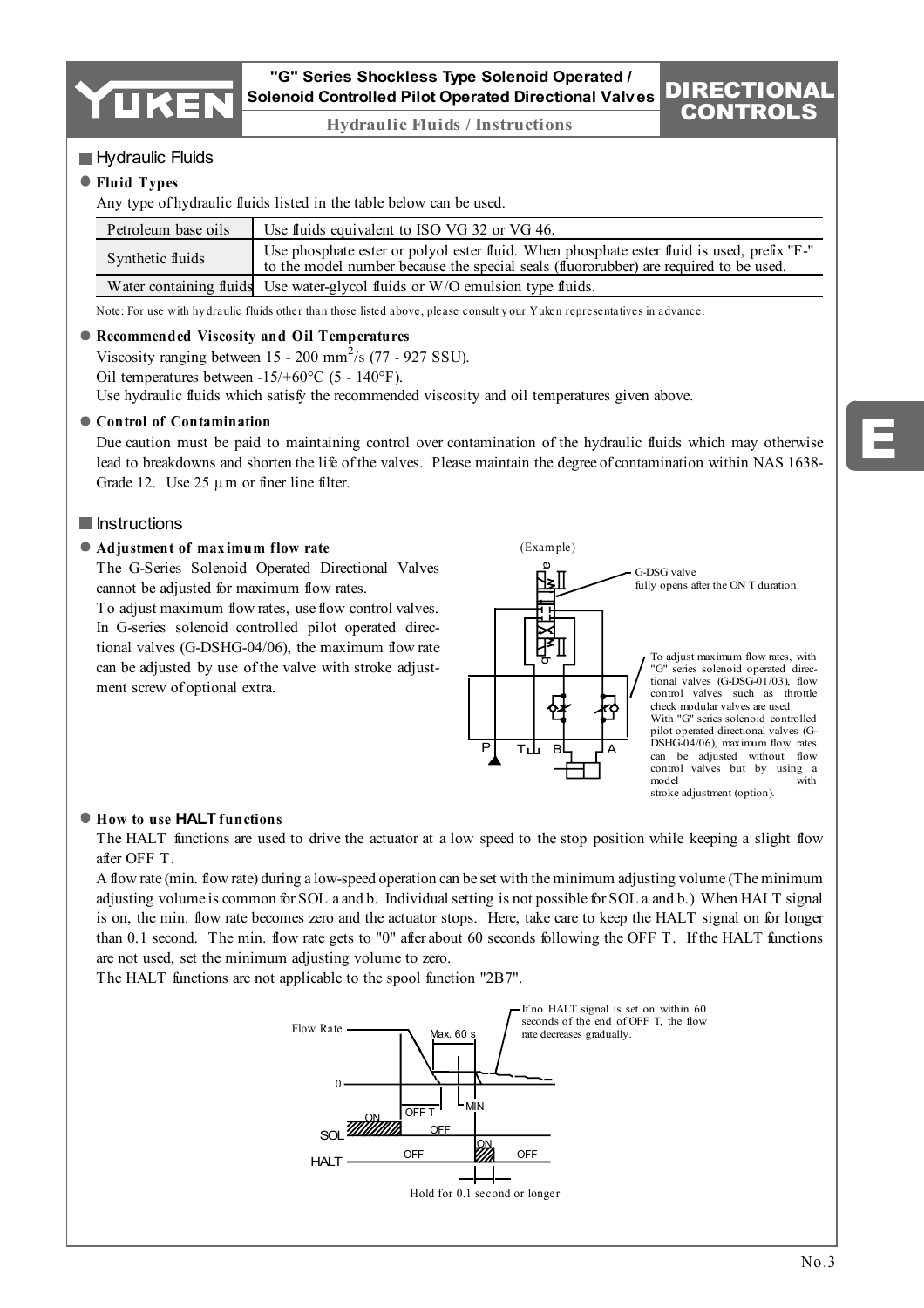## Hydraulic Fluids

### Fluid Types

Any type of hydraulic fluids listed in the table below can be used.

| | |
|---|---|
| Petroleum base oils | Use fluids equivalent to ISO VG 32 or VG 46. |
| Synthetic fluids | Use phosphate ester or polyol ester fluid. When phosphate ester fluid is used, prefix "F-" to the model number because the special seals (fluororubber) are required to be used. |
| Water containing fluids | Use water-glycol fluids or W/O emulsion type fluids. |

Note: For use with hydraulic fluids other than those listed above, please consult your Yuken representatives in advance.

### Recommended Viscosity and Oil Temperatures

Viscosity ranging between 15 - 200 $mm^2/s$ (77 - 927 SSU).
Oil temperatures between -15/+60°C (5 - 140°F).
Use hydraulic fluids which satisfy the recommended viscosity and oil temperatures given above.

### Control of Contamination

Due caution must be paid to maintaining control over contamination of the hydraulic fluids which may otherwise lead to breakdowns and shorten the life of the valves. Please maintain the degree of contamination within NAS 1638-Grade 12. Use 25 μm or finer line filter.

## Instructions

### Adjustment of maximum flow rate

The G-Series Solenoid Operated Directional Valves cannot be adjusted for maximum flow rates.
To adjust maximum flow rates, use flow control valves. In G-series solenoid controlled pilot operated directional valves (G-DSHG-04/06), the maximum flow rate can be adjusted by use of the valve with stroke adjustment screw of optional extra.

(Example)

G-DSG valve fully opens after the ON T duration.

To adjust maximum flow rates, with "G" series solenoid operated directional valves (G-DSG-01/03), flow control valves such as throttle check modular valves are used. With "G" series solenoid controlled pilot operated directional valves (G-DSHG-04/06), maximum flow rates can be adjusted without flow control valves but by using a model with stroke adjustment (option).

### How to use HALT functions

The HALT functions are used to drive the actuator at a low speed to the stop position while keeping a slight flow after OFF T.

A flow rate (min. flow rate) during a low-speed operation can be set with the minimum adjusting volume (The minimum adjusting volume is common for SOL a and b. Individual setting is not possible for SOL a and b.) When HALT signal is on, the min. flow rate becomes zero and the actuator stops. Here, take care to keep the HALT signal on for longer than 0.1 second. The min. flow rate gets to "0" after about 60 seconds following the OFF T. If the HALT functions are not used, set the minimum adjusting volume to zero.

The HALT functions are not applicable to the spool function "2B7".

If no HALT signal is set on within 60 seconds of the end of OFF T, the flow rate decreases gradually.

Hold for 0.1 second or longer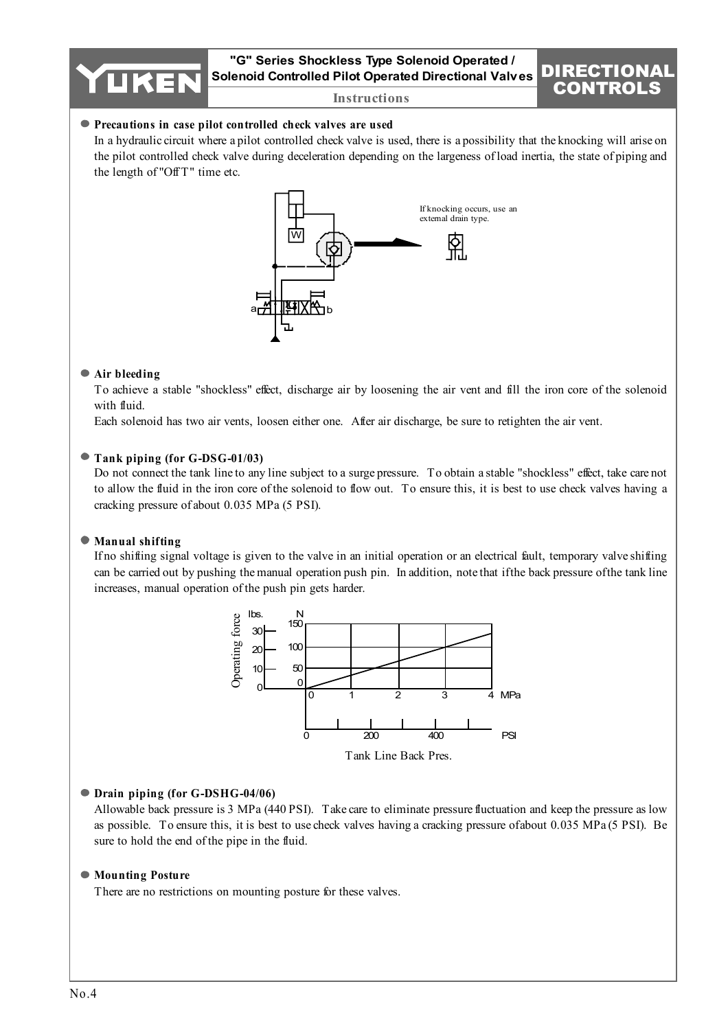### Precautions in case pilot controlled check valves are used

In a hydraulic circuit where a pilot controlled check valve is used, there is a possibility that the knocking will arise on the pilot controlled check valve during deceleration depending on the largeness of load inertia, the state of piping and the length of "Off T" time etc.

If knocking occurs, use an external drain type.

### Air bleeding

To achieve a stable "shockless" effect, discharge air by loosening the air vent and fill the iron core of the solenoid with fluid.

Each solenoid has two air vents, loosen either one. After air discharge, be sure to retighten the air vent.

### Tank piping (for G-DSG-01/03)

Do not connect the tank line to any line subject to a surge pressure. To obtain a stable "shockless" effect, take care not to allow the fluid in the iron core of the solenoid to flow out. To ensure this, it is best to use check valves having a cracking pressure of about 0.035 MPa (5 PSI).

### Manual shifting

If no shifting signal voltage is given to the valve in an initial operation or an electrical fault, temporary valve shifting can be carried out by pushing the manual operation push pin. In addition, note that if the back pressure of the tank line increases, manual operation of the push pin gets harder.

Tank Line Back Pres.

### Drain piping (for G-DSHG-04/06)

Allowable back pressure is 3 MPa (440 PSI). Take care to eliminate pressure fluctuation and keep the pressure as low as possible. To ensure this, it is best to use check valves having a cracking pressure of about 0.035 MPa (5 PSI). Be sure to hold the end of the pipe in the fluid.

### Mounting Posture

There are no restrictions on mounting posture for these valves.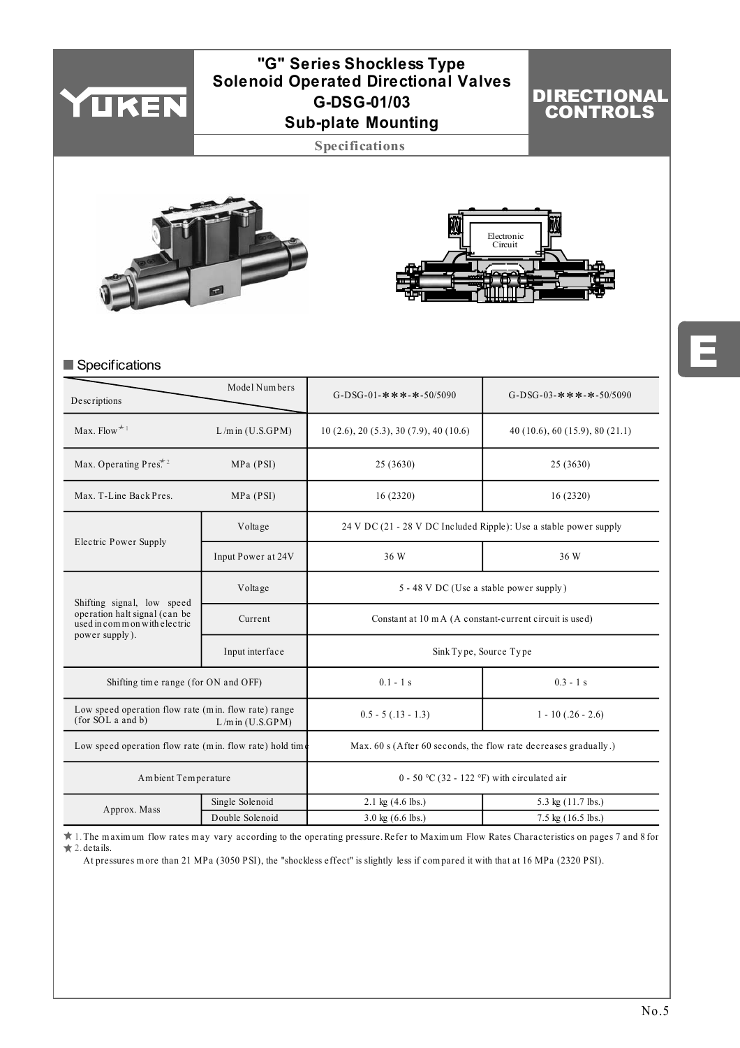# "G" Series Shockless Type Solenoid Operated Directional Valves G-DSG-01/03 Sub-plate Mounting

## Specifications

Electronic Circuit

### Specifications

| Descriptions | | Model Numbers: G-DSG-01-✱✱✱-✱-50/5090 | G-DSG-03-✱✱✱-✱-50/5090 |
|---|---|---|---|
| Max. Flow ★1 | L/min (U.S.GPM) | 10 (2.6), 20 (5.3), 30 (7.9), 40 (10.6) | 40 (10.6), 60 (15.9), 80 (21.1) |
| Max. Operating Pres. ★2 | MPa (PSI) | 25 (3630) | 25 (3630) |
| Max. T-Line Back Pres. | MPa (PSI) | 16 (2320) | 16 (2320) |
| Electric Power Supply | Voltage | 24 V DC (21 - 28 V DC Included Ripple): Use a stable power supply | |
| | Input Power at 24V | 36 W | 36 W |
| Shifting signal, low speed operation halt signal (can be used in common with electric power supply). | Voltage | 5 - 48 V DC (Use a stable power supply) | |
| | Current | Constant at 10 mA (A constant-current circuit is used) | |
| | Input interface | Sink Type, Source Type | |
| Shifting time range (for ON and OFF) | | 0.1 - 1 s | 0.3 - 1 s |
| Low speed operation flow rate (min. flow rate) range (for SOL a and b) | L/min (U.S.GPM) | 0.5 - 5 (.13 - 1.3) | 1 - 10 (.26 - 2.6) |
| Low speed operation flow rate (min. flow rate) hold time | | Max. 60 s (After 60 seconds, the flow rate decreases gradually.) | |
| Ambient Temperature | | 0 - 50 °C (32 - 122 °F) with circulated air | |
| Approx. Mass | Single Solenoid | 2.1 kg (4.6 lbs.) | 5.3 kg (11.7 lbs.) |
| | Double Solenoid | 3.0 kg (6.6 lbs.) | 7.5 kg (16.5 lbs.) |

★ 1. The maximum flow rates may vary according to the operating pressure. Refer to Maximum Flow Rates Characteristics on pages 7 and 8 for details.

★ 2. At pressures more than 21 MPa (3050 PSI), the "shockless effect" is slightly less if compared it with that at 16 MPa (2320 PSI).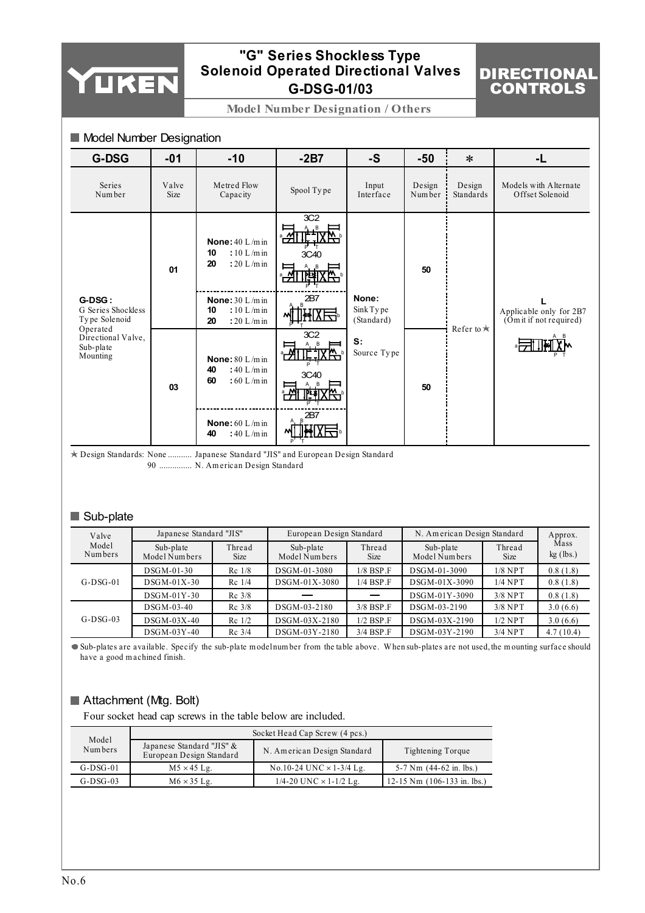# "G" Series Shockless Type Solenoid Operated Directional Valves G-DSG-01/03

**DIRECTIONAL CONTROLS**

**Model Number Designation / Others**

## Model Number Designation

| G-DSG | -01 | -10 | -2B7 | -S | -50 | * | -L |
|---|---|---|---|---|---|---|---|
| Series Number | Valve Size | Metred Flow Capacity | Spool Type | Input Interface | Design Number | Design Standards | Models with Alternate Offset Solenoid |
| **G-DSG :** G Series Shockless Type Solenoid Operated Directional Valve, Sub-plate Mounting | 01 | **None:** 40 L/min<br>**10** : 10 L/min<br>**20** : 20 L/min | 3C2<br>3C40 | **None:** Sink Type (Standard)<br><br>**S:** Source Type | 50 | Refer to ★ | **L**<br>Applicable only for 2B7 (Omit if not required) |
| | | **None:** 30 L/min<br>**10** : 10 L/min<br>**20** : 20 L/min | 2B7 | | | | |
| | 03 | **None:** 80 L/min<br>**40** : 40 L/min<br>**60** : 60 L/min | 3C2<br>3C40 | | 50 | | |
| | | **None:** 60 L/min<br>**40** : 40 L/min | 2B7 | | | | |

★ Design Standards: None ........... Japanese Standard "JIS" and European Design Standard
90 ............... N. American Design Standard

## Sub-plate

| Valve Model Numbers | Japanese Standard "JIS" | | European Design Standard | | N. American Design Standard | | Approx. Mass kg (lbs.) |
|---|---|---|---|---|---|---|---|
| | Sub-plate Model Numbers | Thread Size | Sub-plate Model Numbers | Thread Size | Sub-plate Model Numbers | Thread Size | |
| G-DSG-01 | DSGM-01-30 | Rc 1/8 | DSGM-01-3080 | 1/8 BSP.F | DSGM-01-3090 | 1/8 NPT | 0.8 (1.8) |
| | DSGM-01X-30 | Rc 1/4 | DSGM-01X-3080 | 1/4 BSP.F | DSGM-01X-3090 | 1/4 NPT | 0.8 (1.8) |
| | DSGM-01Y-30 | Rc 3/8 | — | — | DSGM-01Y-3090 | 3/8 NPT | 0.8 (1.8) |
| G-DSG-03 | DSGM-03-40 | Rc 3/8 | DSGM-03-2180 | 3/8 BSP.F | DSGM-03-2190 | 3/8 NPT | 3.0 (6.6) |
| | DSGM-03X-40 | Rc 1/2 | DSGM-03X-2180 | 1/2 BSP.F | DSGM-03X-2190 | 1/2 NPT | 3.0 (6.6) |
| | DSGM-03Y-40 | Rc 3/4 | DSGM-03Y-2180 | 3/4 BSP.F | DSGM-03Y-2190 | 3/4 NPT | 4.7 (10.4) |

● Sub-plates are available. Specify the sub-plate model number from the table above. When sub-plates are not used, the mounting surface should have a good machined finish.

## Attachment (Mtg. Bolt)

Four socket head cap screws in the table below are included.

| Model Numbers | Socket Head Cap Screw (4 pcs.) | | |
|---|---|---|---|
| | Japanese Standard "JIS" & European Design Standard | N. American Design Standard | Tightening Torque |
| G-DSG-01 | M5 × 45 Lg. | No.10-24 UNC × 1-3/4 Lg. | 5-7 Nm (44-62 in. lbs.) |
| G-DSG-03 | M6 × 35 Lg. | 1/4-20 UNC × 1-1/2 Lg. | 12-15 Nm (106-133 in. lbs.) |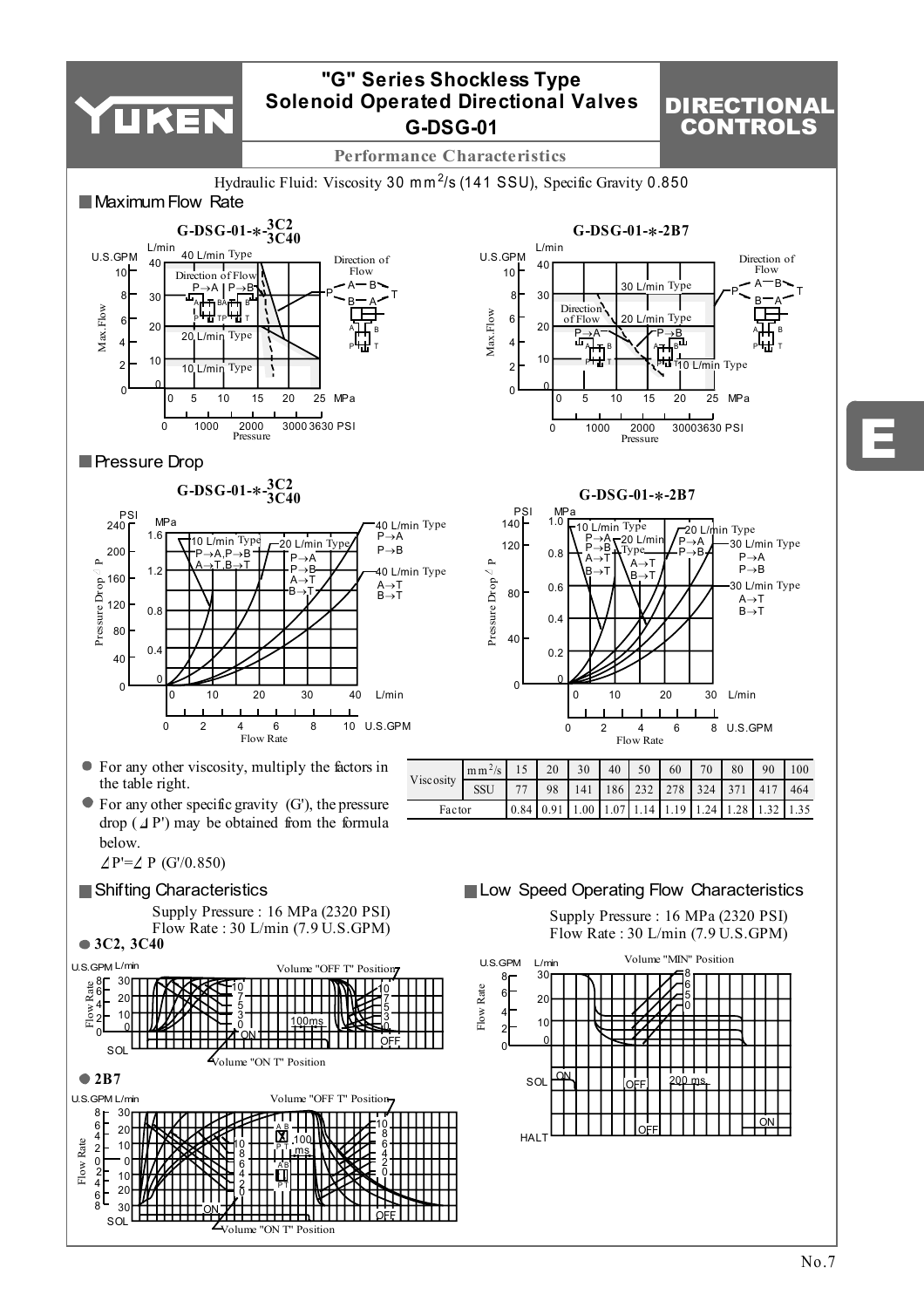# "G" Series Shockless Type Solenoid Operated Directional Valves G-DSG-01

**DIRECTIONAL CONTROLS**

## Performance Characteristics

Hydraulic Fluid: Viscosity 30 mm²/s (141 SSU), Specific Gravity 0.850

### Maximum Flow Rate

G-DSG-01-*-3C2/3C40

G-DSG-01-*-2B7

### Pressure Drop

G-DSG-01-*-3C2/3C40

G-DSG-01-*-2B7

- For any other viscosity, multiply the factors in the table right.
- For any other specific gravity (G'), the pressure drop (⊿P') may be obtained from the formula below.

  ⊿P'=⊿P (G'/0.850)

| Viscosity | mm²/s | 15 | 20 | 30 | 40 | 50 | 60 | 70 | 80 | 90 | 100 |
|---|---|---|---|---|---|---|---|---|---|---|---|
| | SSU | 77 | 98 | 141 | 186 | 232 | 278 | 324 | 371 | 417 | 464 |
| Factor | | 0.84 | 0.91 | 1.00 | 1.07 | 1.14 | 1.19 | 1.24 | 1.28 | 1.32 | 1.35 |

### Shifting Characteristics

Supply Pressure : 16 MPa (2320 PSI)
Flow Rate : 30 L/min (7.9 U.S.GPM)

- **3C2, 3C40**
- **2B7**

### Low Speed Operating Flow Characteristics

Supply Pressure : 16 MPa (2320 PSI)
Flow Rate : 30 L/min (7.9 U.S.GPM)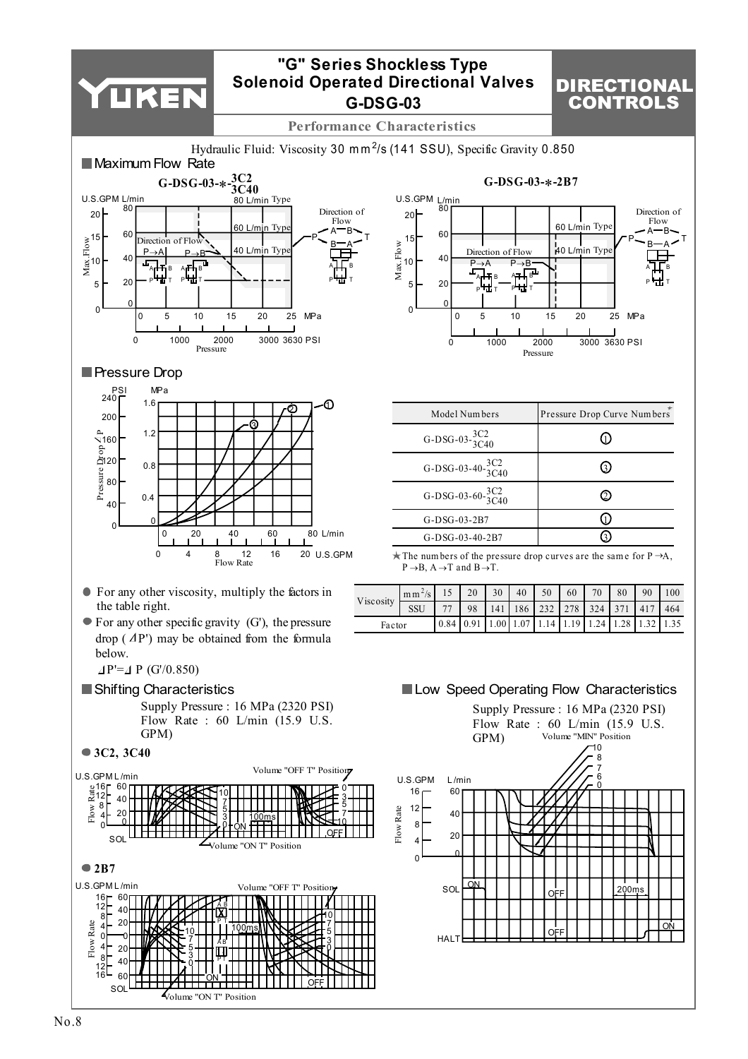# "G" Series Shockless Type Solenoid Operated Directional Valves G-DSG-03

## DIRECTIONAL CONTROLS

### Performance Characteristics

Hydraulic Fluid: Viscosity 30 $mm^2/s$ (141 SSU), Specific Gravity 0.850

## Maximum Flow Rate

**G-DSG-03-*-3C2/3C40**

**G-DSG-03-*-2B7**

## Pressure Drop

| Model Numbers | Pressure Drop Curve Numbers★ |
|---|---|
| G-DSG-03-3C2/3C40 | ① |
| G-DSG-03-40-3C2/3C40 | ③ |
| G-DSG-03-60-3C2/3C40 | ② |
| G-DSG-03-2B7 | ① |
| G-DSG-03-40-2B7 | ③ |

★The numbers of the pressure drop curves are the same for P→A, P→B, A→T and B→T.

- For any other viscosity, multiply the factors in the table right.
- For any other specific gravity (G'), the pressure drop (ΔP') may be obtained from the formula below.

$\Delta P' = \Delta P\ (G'/0.850)$

| Viscosity | $mm^2/s$ | 15 | 20 | 30 | 40 | 50 | 60 | 70 | 80 | 90 | 100 |
|---|---|---|---|---|---|---|---|---|---|---|---|
| | SSU | 77 | 98 | 141 | 186 | 232 | 278 | 324 | 371 | 417 | 464 |
| Factor | | 0.84 | 0.91 | 1.00 | 1.07 | 1.14 | 1.19 | 1.24 | 1.28 | 1.32 | 1.35 |

## Shifting Characteristics

Supply Pressure : 16 MPa (2320 PSI)
Flow Rate : 60 L/min (15.9 U.S. GPM)

- **3C2, 3C40**
- **2B7**

## Low Speed Operating Flow Characteristics

Supply Pressure : 16 MPa (2320 PSI)
Flow Rate : 60 L/min (15.9 U.S. GPM)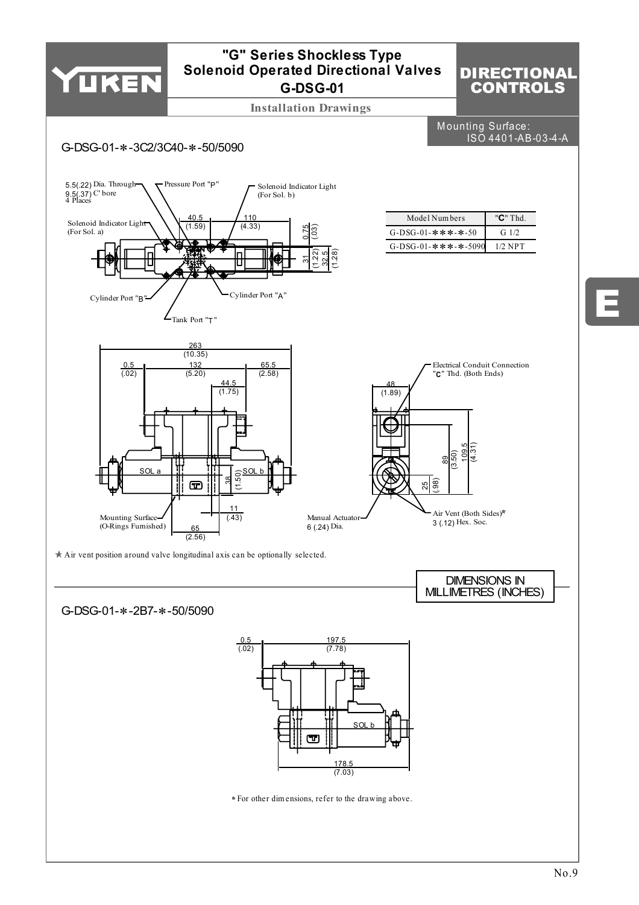# "G" Series Shockless Type Solenoid Operated Directional Valves G-DSG-01

**DIRECTIONAL CONTROLS**

## Installation Drawings

Mounting Surface: ISO 4401-AB-03-4-A

### G-DSG-01-∗-3C2/3C40-∗-50/5090

5.5(.22) Dia. Through
9.5(.37) C' bore
4 Places

Pressure Port "P"

Solenoid Indicator Light (For Sol. b)

Solenoid Indicator Light (For Sol. a)

40.5 (1.59)

110 (4.33)

0.75 (.03)

31 (1.22)

32.5 (1.28)

Cylinder Port "B"

Cylinder Port "A"

Tank Port "T"

| Model Numbers | "C" Thd. |
|---|---|
| G-DSG-01-∗∗∗-∗-50 | G 1/2 |
| G-DSG-01-∗∗∗-∗-5090 | 1/2 NPT |

263 (10.35)

0.5 (.02)

132 (5.20)

65.5 (2.58)

44.5 (1.75)

SOL a

SOL b

38 (1.50)

11 (.43)

Mounting Surface (O-Rings Furnished)

65 (2.56)

Electrical Conduit Connection "C" Thd. (Both Ends)

48 (1.89)

89 (3.50)

109.5 (4.31)

25 (.98)

Manual Actuator 6 (.24) Dia.

Air Vent (Both Sides)★ 3 (.12) Hex. Soc.

★ Air vent position around valve longitudinal axis can be optionally selected.

DIMENSIONS IN MILLIMETRES (INCHES)

### G-DSG-01-∗-2B7-∗-50/5090

0.5 (.02)

197.5 (7.78)

SOL b

178.5 (7.03)

• For other dimensions, refer to the drawing above.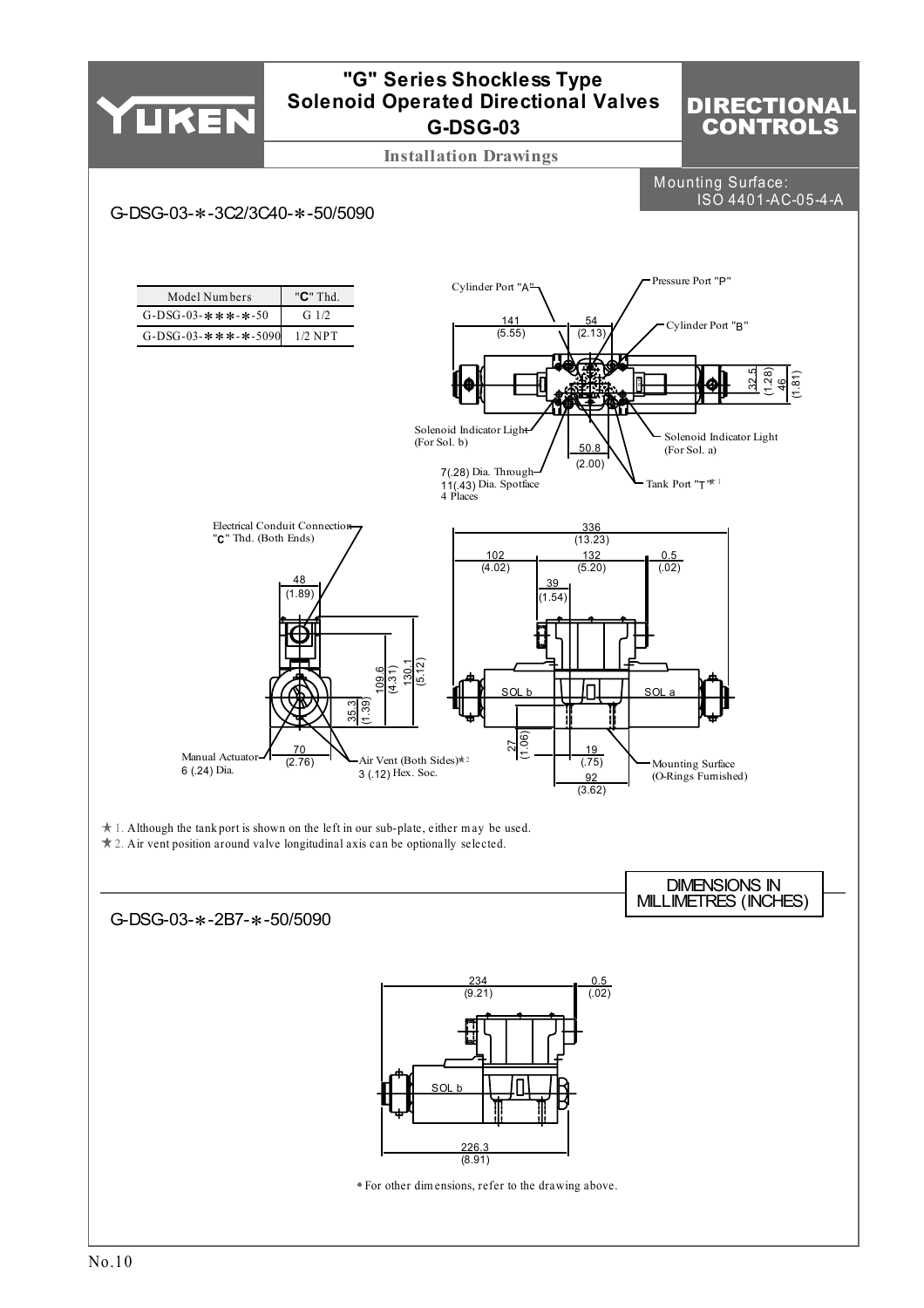# "G" Series Shockless Type Solenoid Operated Directional Valves G-DSG-03

## DIRECTIONAL CONTROLS

### Installation Drawings

Mounting Surface: ISO 4401-AC-05-4-A

## G-DSG-03-∗-3C2/3C40-∗-50/5090

| Model Numbers | "C" Thd. |
|---|---|
| G-DSG-03-∗∗∗-∗-50 | G 1/2 |
| G-DSG-03-∗∗∗-∗-5090 | 1/2 NPT |

Cylinder Port "A"
Pressure Port "P"
Cylinder Port "B"
141 (5.55)
54 (2.13)
32.5 (1.28)
46 (1.81)
Solenoid Indicator Light (For Sol. b)
Solenoid Indicator Light (For Sol. a)
50.8 (2.00)
7(.28) Dia. Through
11(.43) Dia. Spotface
4 Places
Tank Port "T" ★1

Electrical Conduit Connection "C" Thd. (Both Ends)
48 (1.89)
109.6 (4.31)
130.1 (5.12)
35.3 (1.39)
70 (2.76)
Manual Actuator 6 (.24) Dia.
Air Vent (Both Sides) ★2
3 (.12) Hex. Soc.

336 (13.23)
102 (4.02)
132 (5.20)
0.5 (.02)
39 (1.54)
SOL b
SOL a
27 (1.06)
19 (.75)
92 (3.62)
Mounting Surface (O-Rings Furnished)

★ 1. Although the tank port is shown on the left in our sub-plate, either may be used.
★ 2. Air vent position around valve longitudinal axis can be optionally selected.

DIMENSIONS IN MILLIMETRES (INCHES)

## G-DSG-03-∗-2B7-∗-50/5090

234 (9.21)
0.5 (.02)
SOL b
226.3 (8.91)

∗ For other dimensions, refer to the drawing above.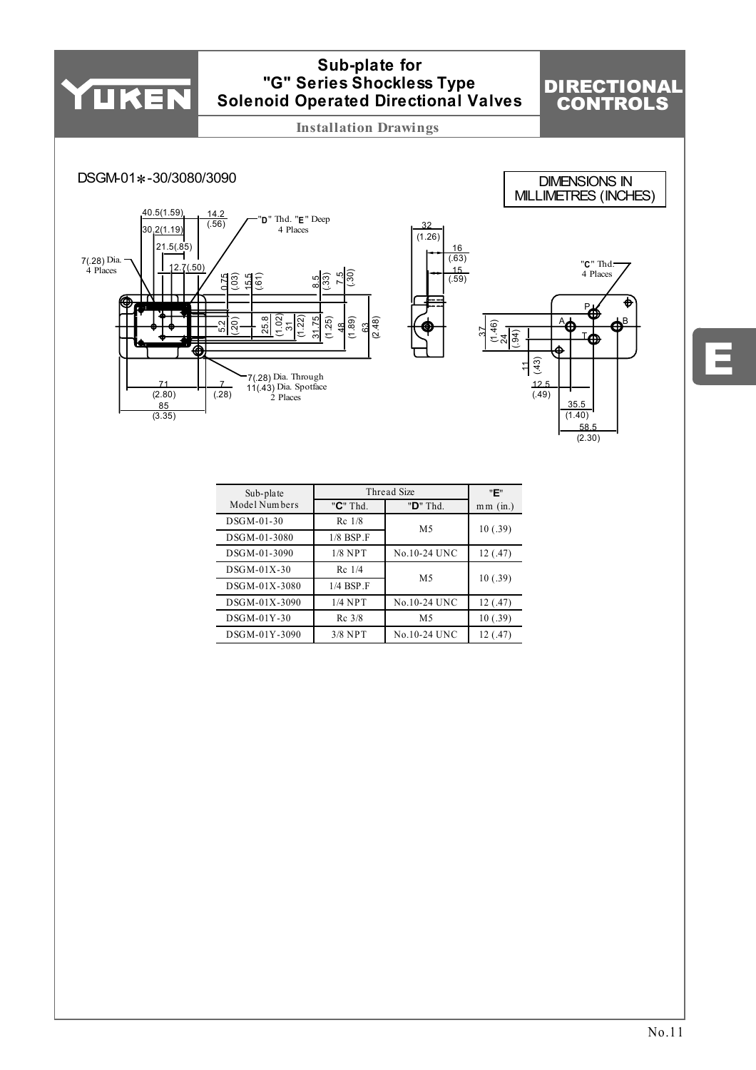# Sub-plate for "G" Series Shockless Type Solenoid Operated Directional Valves

## DIRECTIONAL CONTROLS

### Installation Drawings

DSGM-01*-30/3080/3090

DIMENSIONS IN MILLIMETRES (INCHES)

40.5(1.59)
30.2(1.19)
21.5(.85)
12.7(.50)
14.2 (.56)
7(.28) Dia. 4 Places
"D" Thd. "E" Deep 4 Places
0.75 (.03)
15.5 (.61)
8.5 (.33)
7.5 (.30)
5.2 (.20)
25.8 (1.02)
31 (1.22)
31.75 (1.25)
48 (1.89)
63 (2.48)
71 (2.80)
7 (.28)
85 (3.35)
7(.28) Dia. Through
11(.43) Dia. Spotface
2 Places
32 (1.26)
16 (.63)
15 (.59)
"C" Thd. 4 Places
P
A
B
T
37 (1.46)
24 (.94)
11 (.43)
12.5 (.49)
35.5 (1.40)
58.5 (2.30)

| Sub-plate Model Numbers | Thread Size | | "E" |
|---|---|---|---|
| | "C" Thd. | "D" Thd. | mm (in.) |
| DSGM-01-30 | Rc 1/8 | M5 | 10 (.39) |
| DSGM-01-3080 | 1/8 BSP.F | | |
| DSGM-01-3090 | 1/8 NPT | No.10-24 UNC | 12 (.47) |
| DSGM-01X-30 | Rc 1/4 | M5 | 10 (.39) |
| DSGM-01X-3080 | 1/4 BSP.F | | |
| DSGM-01X-3090 | 1/4 NPT | No.10-24 UNC | 12 (.47) |
| DSGM-01Y-30 | Rc 3/8 | M5 | 10 (.39) |
| DSGM-01Y-3090 | 3/8 NPT | No.10-24 UNC | 12 (.47) |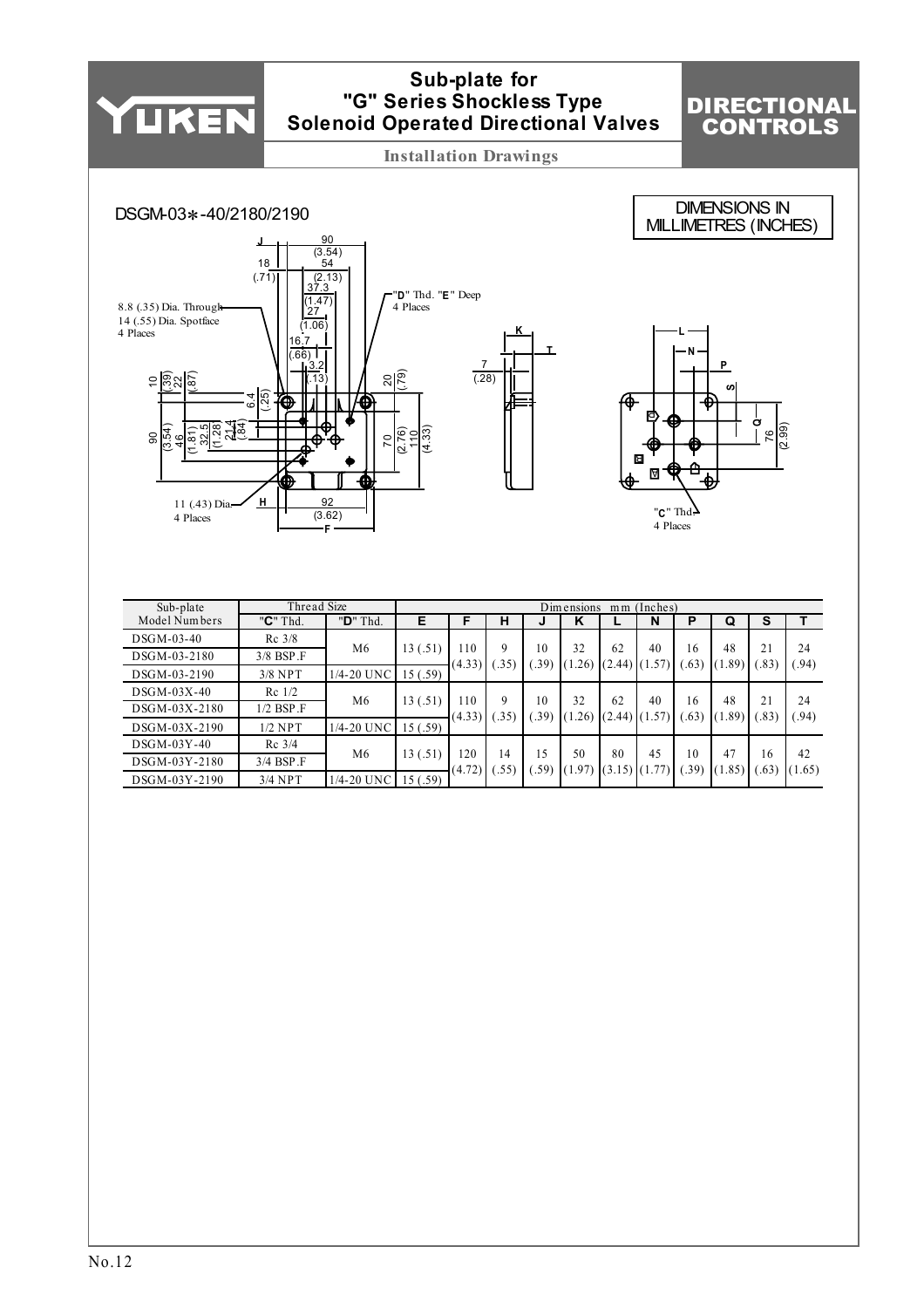# Sub-plate for "G" Series Shockless Type Solenoid Operated Directional Valves

**DIRECTIONAL CONTROLS**

**Installation Drawings**

DSGM-03*-40/2180/2190

DIMENSIONS IN MILLIMETRES (INCHES)

8.8 (.35) Dia. Through
14 (.55) Dia. Spotface
4 Places

"D" Thd. "E" Deep
4 Places

11 (.43) Dia.
4 Places

"C" Thd.
4 Places

| Sub-plate Model Numbers | Thread Size | | Dimensions mm (Inches) | | | | | | | | | | |
|---|---|---|---|---|---|---|---|---|---|---|---|---|---|
| | "C" Thd. | "D" Thd. | E | F | H | J | K | L | N | P | Q | S | T |
| DSGM-03-40 | Rc 3/8 | M6 | 13 (.51) | 110 (4.33) | 9 (.35) | 10 (.39) | 32 (1.26) | 62 (2.44) | 40 (1.57) | 16 (.63) | 48 (1.89) | 21 (.83) | 24 (.94) |
| DSGM-03-2180 | 3/8 BSP.F | | | | | | | | | | | | |
| DSGM-03-2190 | 3/8 NPT | 1/4-20 UNC | 15 (.59) | | | | | | | | | | |
| DSGM-03X-40 | Rc 1/2 | M6 | 13 (.51) | 110 (4.33) | 9 (.35) | 10 (.39) | 32 (1.26) | 62 (2.44) | 40 (1.57) | 16 (.63) | 48 (1.89) | 21 (.83) | 24 (.94) |
| DSGM-03X-2180 | 1/2 BSP.F | | | | | | | | | | | | |
| DSGM-03X-2190 | 1/2 NPT | 1/4-20 UNC | 15 (.59) | | | | | | | | | | |
| DSGM-03Y-40 | Rc 3/4 | M6 | 13 (.51) | 120 (4.72) | 14 (.55) | 15 (.59) | 50 (1.97) | 80 (3.15) | 45 (1.77) | 10 (.39) | 47 (1.85) | 16 (.63) | 42 (1.65) |
| DSGM-03Y-2180 | 3/4 BSP.F | | | | | | | | | | | | |
| DSGM-03Y-2190 | 3/4 NPT | 1/4-20 UNC | 15 (.59) | | | | | | | | | | |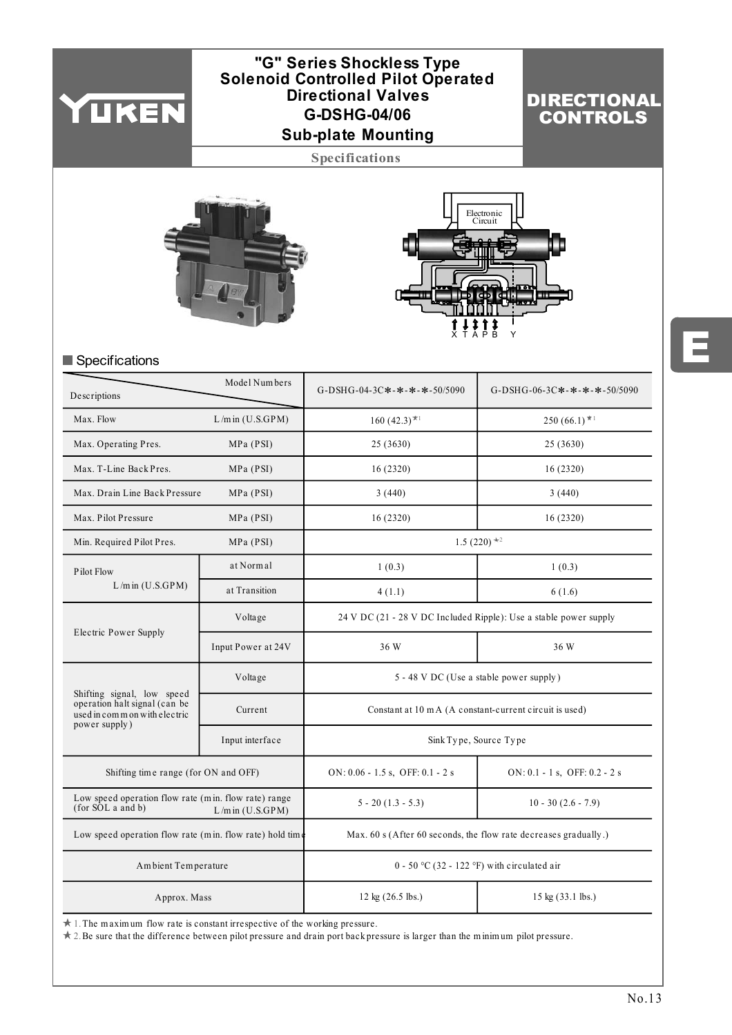# "G" Series Shockless Type Solenoid Controlled Pilot Operated Directional Valves G-DSHG-04/06 Sub-plate Mounting

**DIRECTIONAL CONTROLS**

Specifications

Electronic Circuit

X T A P B Y

## Specifications

| Descriptions / Model Numbers | | G-DSHG-04-3C*-*-*-*-50/5090 | G-DSHG-06-3C*-*-*-*-50/5090 |
|---|---|---|---|
| Max. Flow L/min (U.S.GPM) | | 160 (42.3) ★1 | 250 (66.1) ★1 |
| Max. Operating Pres. MPa (PSI) | | 25 (3630) | 25 (3630) |
| Max. T-Line Back Pres. MPa (PSI) | | 16 (2320) | 16 (2320) |
| Max. Drain Line Back Pressure MPa (PSI) | | 3 (440) | 3 (440) |
| Max. Pilot Pressure MPa (PSI) | | 16 (2320) | 16 (2320) |
| Min. Required Pilot Pres. MPa (PSI) | | 1.5 (220) ★2 | |
| Pilot Flow L/min (U.S.GPM) | at Normal | 1 (0.3) | 1 (0.3) |
| | at Transition | 4 (1.1) | 6 (1.6) |
| Electric Power Supply | Voltage | 24 V DC (21 - 28 V DC Included Ripple): Use a stable power supply | |
| | Input Power at 24V | 36 W | 36 W |
| Shifting signal, low speed operation halt signal (can be used in common with electric power supply) | Voltage | 5 - 48 V DC (Use a stable power supply) | |
| | Current | Constant at 10 mA (A constant-current circuit is used) | |
| | Input interface | Sink Type, Source Type | |
| Shifting time range (for ON and OFF) | | ON: 0.06 - 1.5 s, OFF: 0.1 - 2 s | ON: 0.1 - 1 s, OFF: 0.2 - 2 s |
| Low speed operation flow rate (min. flow rate) range (for SOL a and b) L/min (U.S.GPM) | | 5 - 20 (1.3 - 5.3) | 10 - 30 (2.6 - 7.9) |
| Low speed operation flow rate (min. flow rate) hold time | | Max. 60 s (After 60 seconds, the flow rate decreases gradually.) | |
| Ambient Temperature | | 0 - 50 °C (32 - 122 °F) with circulated air | |
| Approx. Mass | | 12 kg (26.5 lbs.) | 15 kg (33.1 lbs.) |

★ 1. The maximum flow rate is constant irrespective of the working pressure.
★ 2. Be sure that the difference between pilot pressure and drain port back pressure is larger than the minimum pilot pressure.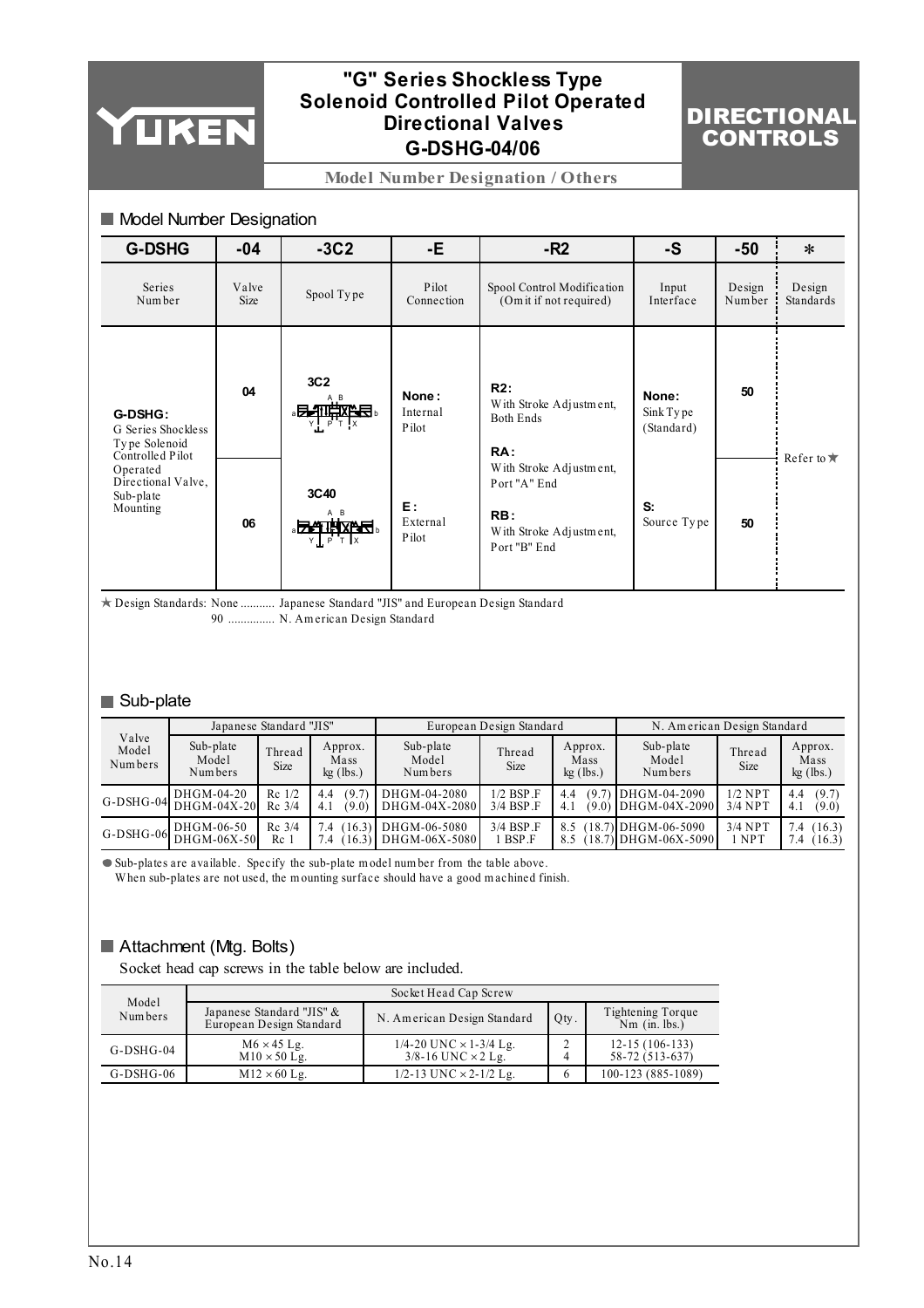# "G" Series Shockless Type Solenoid Controlled Pilot Operated Directional Valves G-DSHG-04/06

**DIRECTIONAL CONTROLS**

**Model Number Designation / Others**

## Model Number Designation

| G-DSHG | -04 | -3C2 | -E | -R2 | -S | -50 | * |
|---|---|---|---|---|---|---|---|
| Series Number | Valve Size | Spool Type | Pilot Connection | Spool Control Modification (Omit if not required) | Input Interface | Design Number | Design Standards |
| **G-DSHG:** G Series Shockless Type Solenoid Controlled Pilot Operated Directional Valve, Sub-plate Mounting | 04 | 3C2 | **None:** Internal Pilot | **R2:** With Stroke Adjustment, Both Ends | **None:** Sink Type (Standard) | 50 | Refer to ★ |
| | 06 | 3C40 | **E:** External Pilot | **RA:** With Stroke Adjustment, Port "A" End<br>**RB:** With Stroke Adjustment, Port "B" End | **S:** Source Type | 50 | |

★ Design Standards: None ........... Japanese Standard "JIS" and European Design Standard
90 ............... N. American Design Standard

## Sub-plate

| Valve Model Numbers | Japanese Standard "JIS" | | | European Design Standard | | | N. American Design Standard | | |
|---|---|---|---|---|---|---|---|---|---|
| | Sub-plate Model Numbers | Thread Size | Approx. Mass kg (lbs.) | Sub-plate Model Numbers | Thread Size | Approx. Mass kg (lbs.) | Sub-plate Model Numbers | Thread Size | Approx. Mass kg (lbs.) |
| G-DSHG-04 | DHGM-04-20<br>DHGM-04X-20 | Rc 1/2<br>Rc 3/4 | 4.4 (9.7)<br>4.1 (9.0) | DHGM-04-2080<br>DHGM-04X-2080 | 1/2 BSP.F<br>3/4 BSP.F | 4.4 (9.7)<br>4.1 (9.0) | DHGM-04-2090<br>DHGM-04X-2090 | 1/2 NPT<br>3/4 NPT | 4.4 (9.7)<br>4.1 (9.0) |
| G-DSHG-06 | DHGM-06-50<br>DHGM-06X-50 | Rc 3/4<br>Rc 1 | 7.4 (16.3)<br>7.4 (16.3) | DHGM-06-5080<br>DHGM-06X-5080 | 3/4 BSP.F<br>1 BSP.F | 8.5 (18.7)<br>8.5 (18.7) | DHGM-06-5090<br>DHGM-06X-5090 | 3/4 NPT<br>1 NPT | 7.4 (16.3)<br>7.4 (16.3) |

● Sub-plates are available. Specify the sub-plate model number from the table above.
When sub-plates are not used, the mounting surface should have a good machined finish.

## Attachment (Mtg. Bolts)

Socket head cap screws in the table below are included.

| Model Numbers | Socket Head Cap Screw | | | |
|---|---|---|---|---|
| | Japanese Standard "JIS" & European Design Standard | N. American Design Standard | Qty. | Tightening Torque Nm (in. lbs.) |
| G-DSHG-04 | M6 × 45 Lg.<br>M10 × 50 Lg. | 1/4-20 UNC × 1-3/4 Lg.<br>3/8-16 UNC × 2 Lg. | 2<br>4 | 12-15 (106-133)<br>58-72 (513-637) |
| G-DSHG-06 | M12 × 60 Lg. | 1/2-13 UNC × 2-1/2 Lg. | 6 | 100-123 (885-1089) |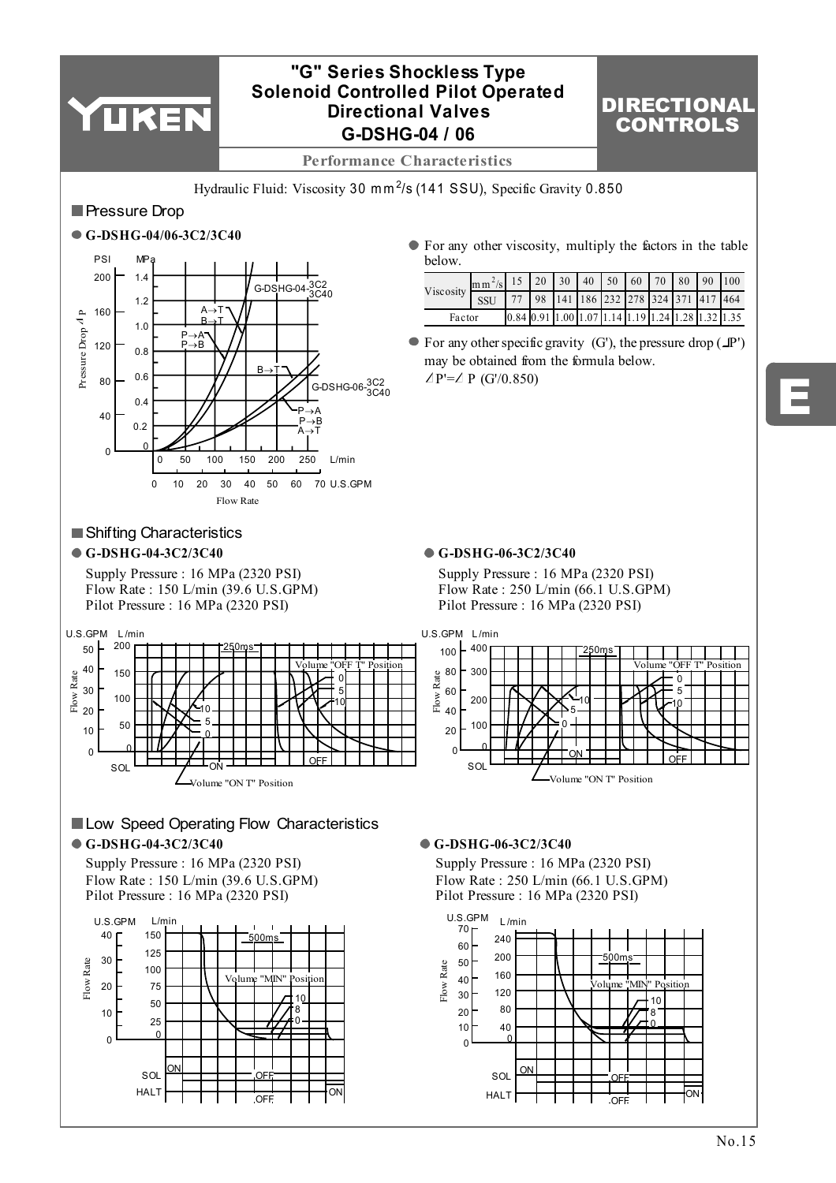# "G" Series Shockless Type Solenoid Controlled Pilot Operated Directional Valves G-DSHG-04 / 06

**DIRECTIONAL CONTROLS**

**Performance Characteristics**

Hydraulic Fluid: Viscosity 30 $mm^2/s$ (141 SSU), Specific Gravity 0.850

## Pressure Drop

**● G-DSHG-04/06-3C2/3C40**

● For any other viscosity, multiply the factors in the table below.

| Viscosity | $mm^2/s$ | 15 | 20 | 30 | 40 | 50 | 60 | 70 | 80 | 90 | 100 |
|---|---|---|---|---|---|---|---|---|---|---|---|
| | SSU | 77 | 98 | 141 | 186 | 232 | 278 | 324 | 371 | 417 | 464 |
| Factor | | 0.84 | 0.91 | 1.00 | 1.07 | 1.14 | 1.19 | 1.24 | 1.28 | 1.32 | 1.35 |

● For any other specific gravity (G'), the pressure drop ($\Delta P'$) may be obtained from the formula below.

$\Delta P' = \Delta P\ (G'/0.850)$

## Shifting Characteristics

**● G-DSHG-04-3C2/3C40**

Supply Pressure : 16 MPa (2320 PSI)
Flow Rate : 150 L/min (39.6 U.S.GPM)
Pilot Pressure : 16 MPa (2320 PSI)

**● G-DSHG-06-3C2/3C40**

Supply Pressure : 16 MPa (2320 PSI)
Flow Rate : 250 L/min (66.1 U.S.GPM)
Pilot Pressure : 16 MPa (2320 PSI)

## Low Speed Operating Flow Characteristics

**● G-DSHG-04-3C2/3C40**

Supply Pressure : 16 MPa (2320 PSI)
Flow Rate : 150 L/min (39.6 U.S.GPM)
Pilot Pressure : 16 MPa (2320 PSI)

**● G-DSHG-06-3C2/3C40**

Supply Pressure : 16 MPa (2320 PSI)
Flow Rate : 250 L/min (66.1 U.S.GPM)
Pilot Pressure : 16 MPa (2320 PSI)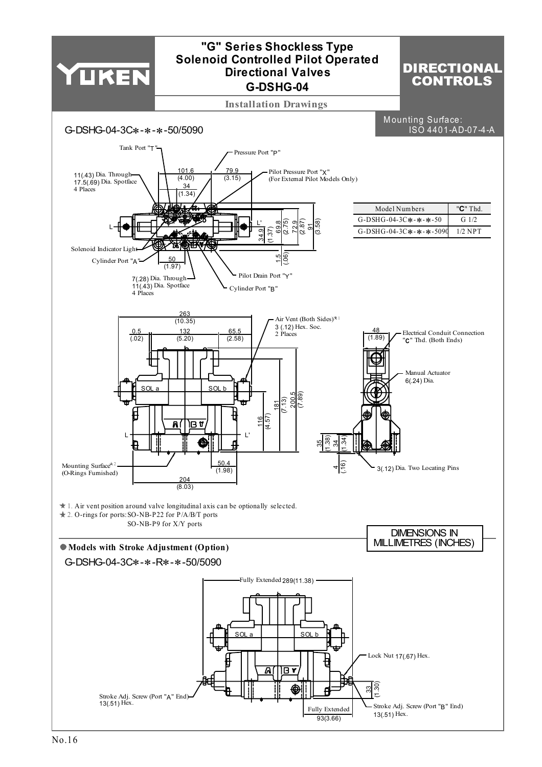# "G" Series Shockless Type Solenoid Controlled Pilot Operated Directional Valves G-DSHG-04

**DIRECTIONAL CONTROLS**

## Installation Drawings

G-DSHG-04-3C*-*-*-50/5090

Mounting Surface: ISO 4401-AD-07-4-A

Tank Port "T"

Pressure Port "P"

11(.43) Dia. Through
17.5(.69) Dia. Spotface
4 Places

Pilot Pressure Port "X"
(For External Pilot Models Only)

Solenoid Indicator Light

Cylinder Port "A"

Pilot Drain Port "Y"

7(.28) Dia. Through
11(.43) Dia. Spotface
4 Places

Cylinder Port "B"

| Model Numbers | "C" Thd. |
|---|---|
| G-DSHG-04-3C*-*-*-50 | G 1/2 |
| G-DSHG-04-3C*-*-*-5090 | 1/2 NPT |

Air Vent (Both Sides)★1
3 (.12) Hex. Soc.
2 Places

Electrical Conduit Connection
"C" Thd. (Both Ends)

Manual Actuator
6(.24) Dia.

Mounting Surface★2
(O-Rings Furnished)

3(.12) Dia. Two Locating Pins

★ 1. Air vent position around valve longitudinal axis can be optionally selected.
★ 2. O-rings for ports: SO-NB-P22 for P/A/B/T ports
SO-NB-P9 for X/Y ports

DIMENSIONS IN MILLIMETRES (INCHES)

### ● Models with Stroke Adjustment (Option)

G-DSHG-04-3C*-*-R*-*-50/5090

Fully Extended 289(11.38)

Lock Nut 17(.67) Hex.

Stroke Adj. Screw (Port "A" End)
13(.51) Hex.

Fully Extended
93(3.66)

Stroke Adj. Screw (Port "B" End)
13(.51) Hex.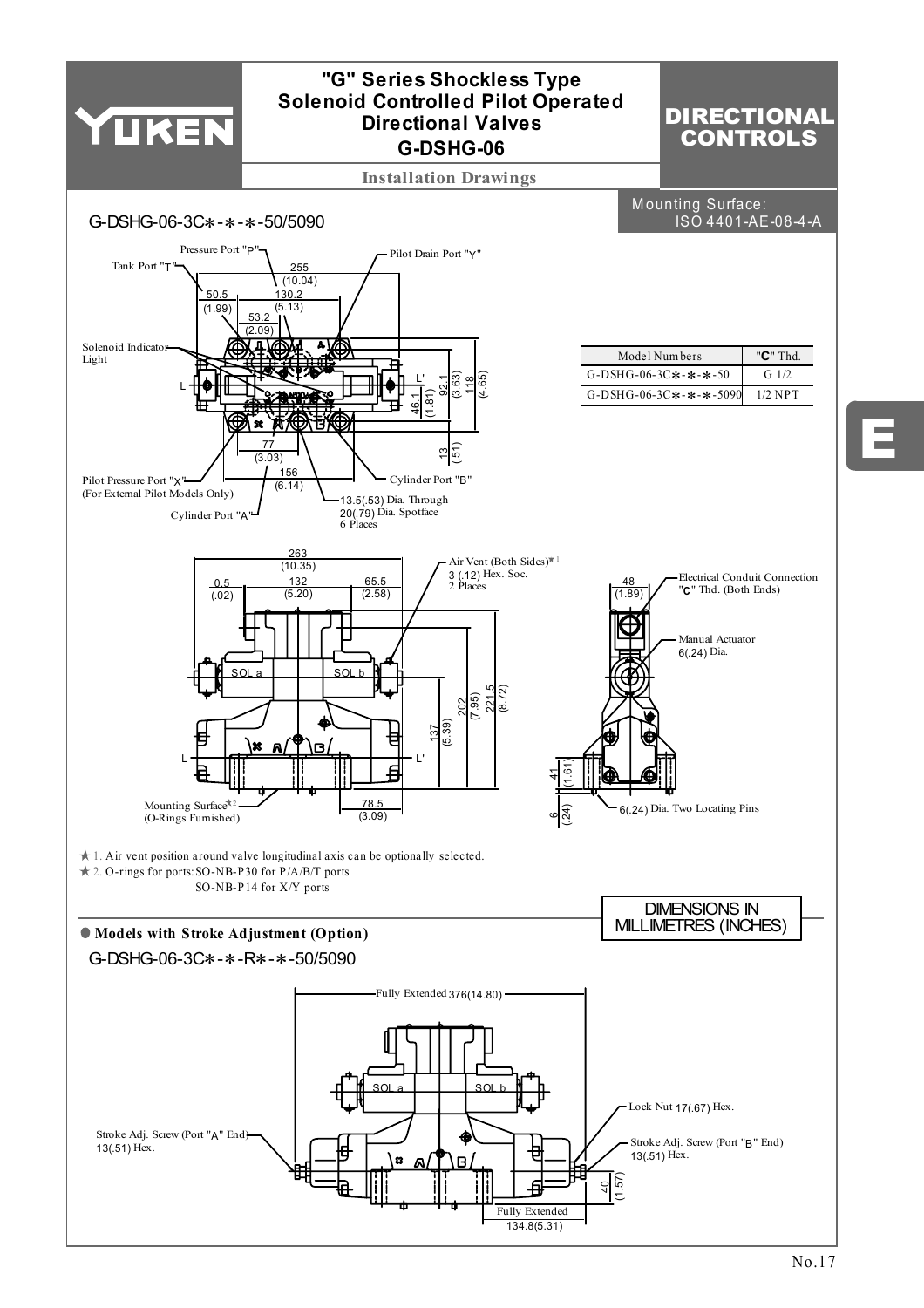# "G" Series Shockless Type Solenoid Controlled Pilot Operated Directional Valves G-DSHG-06

**DIRECTIONAL CONTROLS**

**Installation Drawings**

Mounting Surface: ISO 4401-AE-08-4-A

## G-DSHG-06-3C*-*-*-50/5090

Pressure Port "P"
Tank Port "T"
Pilot Drain Port "Y"
Solenoid Indicator Light
Pilot Pressure Port "X" (For External Pilot Models Only)
Cylinder Port "A"
Cylinder Port "B"
13.5(.53) Dia. Through 20(.79) Dia. Spotface 6 Places

255 (10.04), 50.5 (1.99), 130.2 (5.13), 53.2 (2.09), 46.1 (1.81), 92.1 (3.63), 118 (4.65), 77 (3.03), 156 (6.14), 13 (.51)

| Model Numbers | "C" Thd. |
|---|---|
| G-DSHG-06-3C*-*-*-50 | G 1/2 |
| G-DSHG-06-3C*-*-*-5090 | 1/2 NPT |

263 (10.35), 0.5 (.02), 132 (5.20), 65.5 (2.58), 137 (5.39), 202 (7.95), 221.5 (8.72), 78.5 (3.09), 48 (1.89), 41 (1.61), 6 (.24)

Air Vent (Both Sides)★1 3 (.12) Hex. Soc. 2 Places
SOL a
SOL b
Mounting Surface★2 (O-Rings Furnished)
Electrical Conduit Connection "C" Thd. (Both Ends)
Manual Actuator 6(.24) Dia.
6(.24) Dia. Two Locating Pins

★ 1. Air vent position around valve longitudinal axis can be optionally selected.
★ 2. O-rings for ports: SO-NB-P30 for P/A/B/T ports
SO-NB-P14 for X/Y ports

DIMENSIONS IN MILLIMETRES (INCHES)

### ● Models with Stroke Adjustment (Option)

G-DSHG-06-3C*-*-R*-*-50/5090

Fully Extended 376(14.80)
Lock Nut 17(.67) Hex.
Stroke Adj. Screw (Port "A" End) 13(.51) Hex.
Stroke Adj. Screw (Port "B" End) 13(.51) Hex.
40 (1.57)
Fully Extended 134.8(5.31)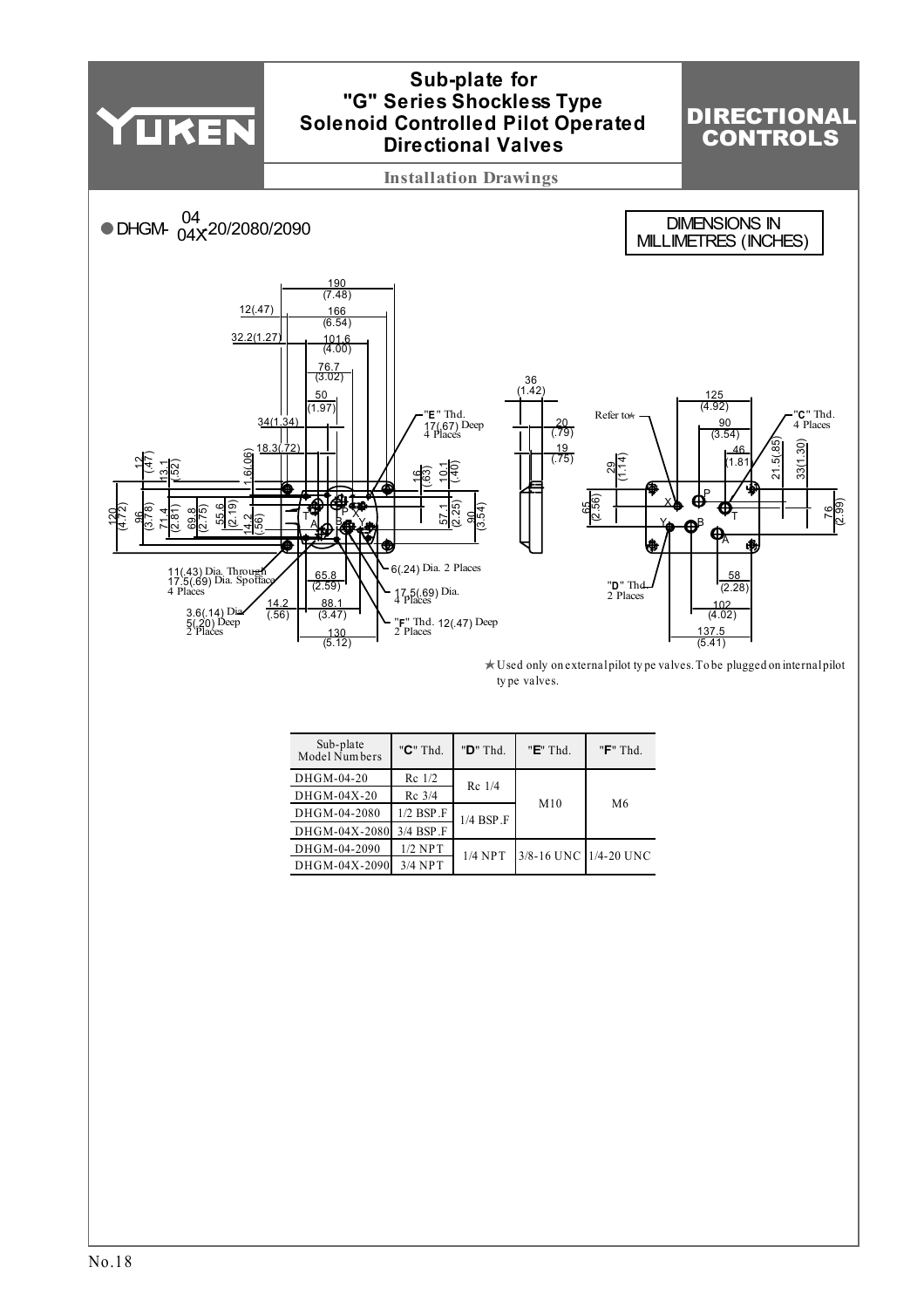# Sub-plate for "G" Series Shockless Type Solenoid Controlled Pilot Operated Directional Valves

**DIRECTIONAL CONTROLS**

Installation Drawings

● DHGM- 04/04X -20/2080/2090

DIMENSIONS IN MILLIMETRES (INCHES)

190 (7.48)
12(.47)
166 (6.54)
32.2(1.27)
101.6 (4.00)
76.7 (3.02)
50 (1.97)
34(1.34)
18.3(.72)
"E" Thd. 17(.67) Deep 4 Places
12 (.47)
13.1 (.52)
1.6(.06)
16 (.63)
10.1 (.40)
120 (4.72)
96 (3.78)
71.4 (2.81)
69.8 (2.75)
55.6 (2.19)
14.2 (.56)
57.1 (2.25)
90 (3.54)
11(.43) Dia. Through 17.5(.69) Dia. Spotface 4 Places
65.8 (2.59)
6(.24) Dia. 2 Places
17.5(.69) Dia. 4 Places
14.2 (.56)
88.1 (3.47)
3.6(.14) Dia. 5(.20) Deep 2 Places
"F" Thd. 12(.47) Deep 2 Places
130 (5.12)

36 (1.42)
20 (.79)
19 (.75)

Refer to ★
125 (4.92)
90 (3.54)
46 (1.81)
"C" Thd. 4 Places
21.5(.85)
33(1.30)
29 (1.14)
65 (2.56)
76 (2.99)
"D" Thd. 2 Places
58 (2.28)
102 (4.02)
137.5 (5.41)

★Used only on external pilot type valves. To be plugged on internal pilot type valves.

| Sub-plate Model Numbers | "C" Thd. | "D" Thd. | "E" Thd. | "F" Thd. |
|---|---|---|---|---|
| DHGM-04-20 | Rc 1/2 | Rc 1/4 | M10 | M6 |
| DHGM-04X-20 | Rc 3/4 | | | |
| DHGM-04-2080 | 1/2 BSP.F | 1/4 BSP.F | | |
| DHGM-04X-2080 | 3/4 BSP.F | | | |
| DHGM-04-2090 | 1/2 NPT | 1/4 NPT | 3/8-16 UNC | 1/4-20 UNC |
| DHGM-04X-2090 | 3/4 NPT | | | |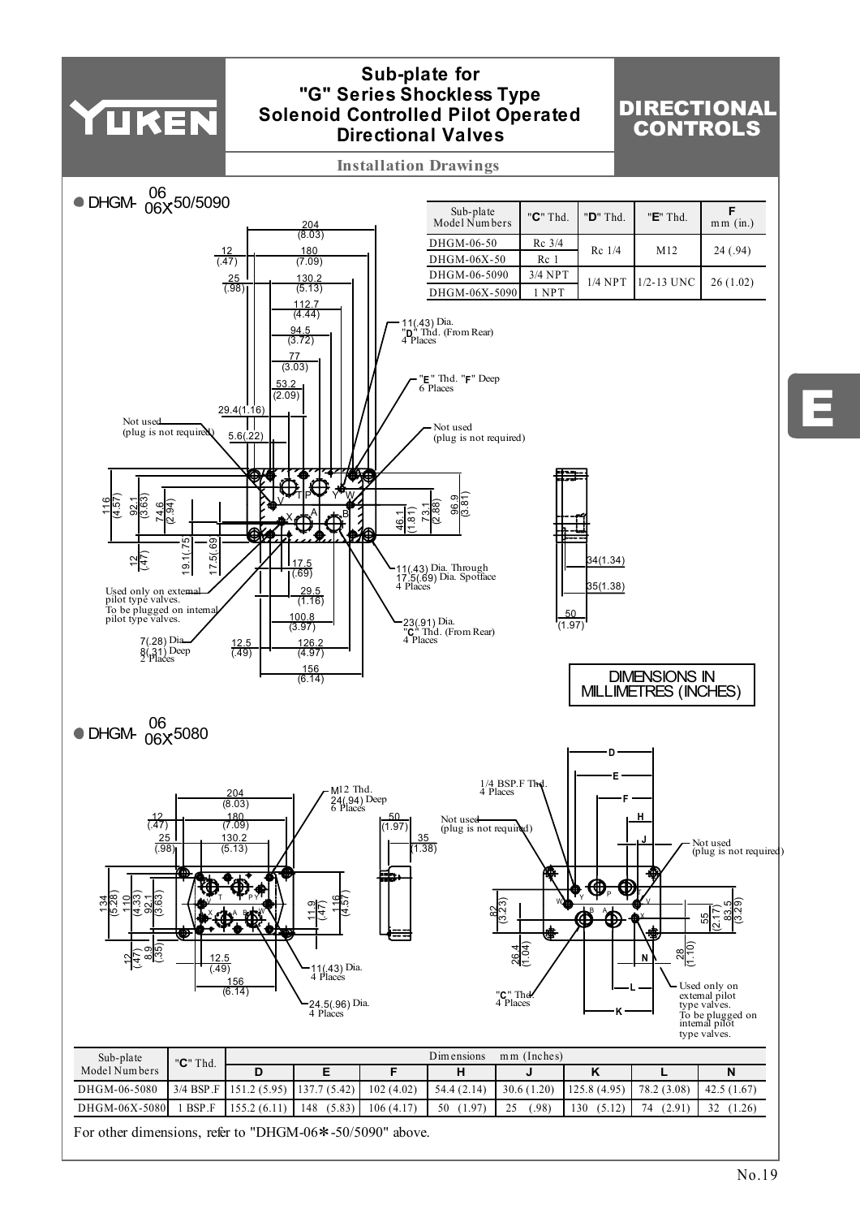# Sub-plate for "G" Series Shockless Type Solenoid Controlled Pilot Operated Directional Valves

**DIRECTIONAL CONTROLS**

Installation Drawings

## ● DHGM-06/06X-50/5090

| Sub-plate Model Numbers | "C" Thd. | "D" Thd. | "E" Thd. | F mm (in.) |
|---|---|---|---|---|
| DHGM-06-50 | Rc 3/4 | Rc 1/4 | M12 | 24 (.94) |
| DHGM-06X-50 | Rc 1 | | | |
| DHGM-06-5090 | 3/4 NPT | 1/4 NPT | 1/2-13 UNC | 26 (1.02) |
| DHGM-06X-5090 | 1 NPT | | | |

204 (8.03)
12 (.47)
180 (7.09)
25 (.98)
130.2 (5.13)
112.7 (4.44)
94.5 (3.72)
77 (3.03)
53.2 (2.09)
29.4 (1.16)
5.6 (.22)

11(.43) Dia. "D" Thd. (From Rear) 4 Places

"E" Thd. "F" Deep 6 Places

Not used (plug is not required)

Not used (plug is not required)

116 (4.57)
92.1 (3.63)
74.6 (2.94)
46.1 (1.81)
73.1 (2.88)
96.9 (3.81)
12 (.47)
19.1 (.75)
17.5 (.69)

17.5 (.69)
29.5 (1.16)
100.8 (3.97)
12.5 (.49)
126.2 (4.97)
156 (6.14)

11(.43) Dia. Through 17.5(.69) Dia. Spotface 4 Places

Used only on external pilot type valves. To be plugged on internal pilot type valves.

7(.28) Dia. 8(.31) Deep 2 Places

23(.91) Dia. "C" Thd. (From Rear) 4 Places

34 (1.34)
35 (1.38)
50 (1.97)

DIMENSIONS IN MILLIMETRES (INCHES)

## ● DHGM-06/06X-5080

204 (8.03)
12 (.47)
180 (7.09)
25 (.98)
130.2 (5.13)

M12 Thd. 24(.94) Deep 6 Places

50 (1.97)
35 (1.38)

134 (5.28)
110 (4.33)
92.1 (3.63)
12 (.47)
8.9 (.35)
11.9 (.47)
116 (4.57)
12.5 (.49)
156 (6.14)

11(.43) Dia. 4 Places

24.5(.96) Dia. 4 Places

1/4 BSP.F Thd. 4 Places

Not used (plug is not required)

Not used (plug is not required)

82 (3.23)
26.4 (1.04)
55 (2.17)
83.5 (3.29)
28 (1.10)

"C" Thd. 4 Places

Used only on external pilot type valves. To be plugged on internal pilot type valves.

| Sub-plate Model Numbers | "C" Thd. | Dimensions mm (Inches) | | | | | | | |
|---|---|---|---|---|---|---|---|---|---|
| | | D | E | F | H | J | K | L | N |
| DHGM-06-5080 | 3/4 BSP.F | 151.2 (5.95) | 137.7 (5.42) | 102 (4.02) | 54.4 (2.14) | 30.6 (1.20) | 125.8 (4.95) | 78.2 (3.08) | 42.5 (1.67) |
| DHGM-06X-5080 | 1 BSP.F | 155.2 (6.11) | 148 (5.83) | 106 (4.17) | 50 (1.97) | 25 (.98) | 130 (5.12) | 74 (2.91) | 32 (1.26) |

For other dimensions, refer to "DHGM-06✻-50/5090" above.